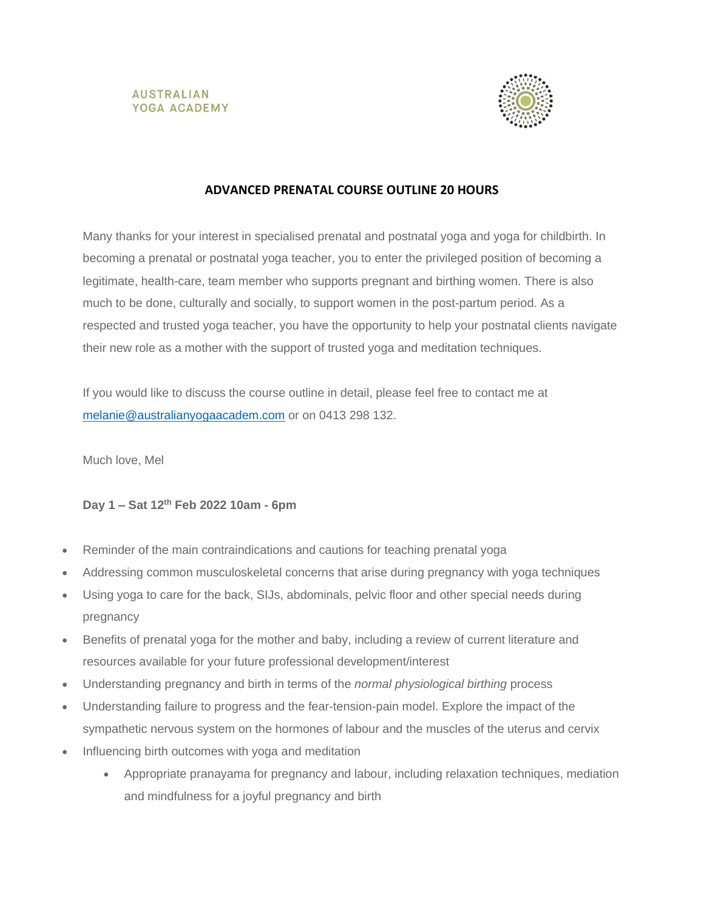AUSTRALIAN
YOGA ACADEMY

# ADVANCED PRENATAL COURSE OUTLINE 20 HOURS

Many thanks for your interest in specialised prenatal and postnatal yoga and yoga for childbirth. In becoming a prenatal or postnatal yoga teacher, you to enter the privileged position of becoming a legitimate, health-care, team member who supports pregnant and birthing women. There is also much to be done, culturally and socially, to support women in the post-partum period. As a respected and trusted yoga teacher, you have the opportunity to help your postnatal clients navigate their new role as a mother with the support of trusted yoga and meditation techniques.

If you would like to discuss the course outline in detail, please feel free to contact me at melanie@australianyogaacadem.com or on 0413 298 132.

Much love, Mel

**Day 1 – Sat 12th Feb 2022 10am - 6pm**

- Reminder of the main contraindications and cautions for teaching prenatal yoga
- Addressing common musculoskeletal concerns that arise during pregnancy with yoga techniques
- Using yoga to care for the back, SIJs, abdominals, pelvic floor and other special needs during pregnancy
- Benefits of prenatal yoga for the mother and baby, including a review of current literature and resources available for your future professional development/interest
- Understanding pregnancy and birth in terms of the *normal physiological birthing* process
- Understanding failure to progress and the fear-tension-pain model. Explore the impact of the sympathetic nervous system on the hormones of labour and the muscles of the uterus and cervix
- Influencing birth outcomes with yoga and meditation
  - Appropriate pranayama for pregnancy and labour, including relaxation techniques, mediation and mindfulness for a joyful pregnancy and birth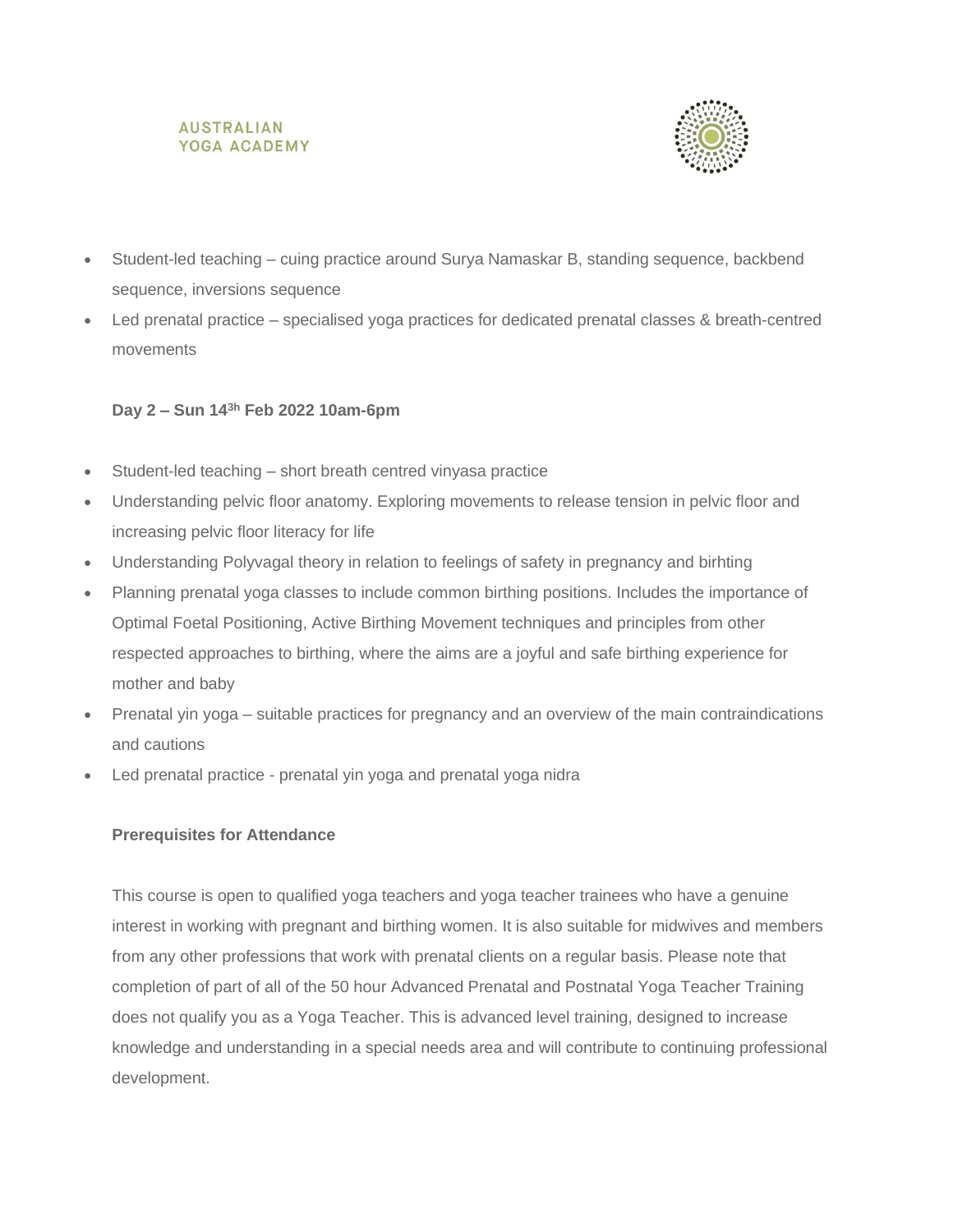- Student-led teaching – cuing practice around Surya Namaskar B, standing sequence, backbend sequence, inversions sequence
- Led prenatal practice – specialised yoga practices for dedicated prenatal classes & breath-centred movements

**Day 2 – Sun 14[3h] Feb 2022 10am-6pm**

- Student-led teaching – short breath centred vinyasa practice
- Understanding pelvic floor anatomy. Exploring movements to release tension in pelvic floor and increasing pelvic floor literacy for life
- Understanding Polyvagal theory in relation to feelings of safety in pregnancy and birhting
- Planning prenatal yoga classes to include common birthing positions. Includes the importance of Optimal Foetal Positioning, Active Birthing Movement techniques and principles from other respected approaches to birthing, where the aims are a joyful and safe birthing experience for mother and baby
- Prenatal yin yoga – suitable practices for pregnancy and an overview of the main contraindications and cautions
- Led prenatal practice - prenatal yin yoga and prenatal yoga nidra

**Prerequisites for Attendance**

This course is open to qualified yoga teachers and yoga teacher trainees who have a genuine interest in working with pregnant and birthing women. It is also suitable for midwives and members from any other professions that work with prenatal clients on a regular basis. Please note that completion of part of all of the 50 hour Advanced Prenatal and Postnatal Yoga Teacher Training does not qualify you as a Yoga Teacher. This is advanced level training, designed to increase knowledge and understanding in a special needs area and will contribute to continuing professional development.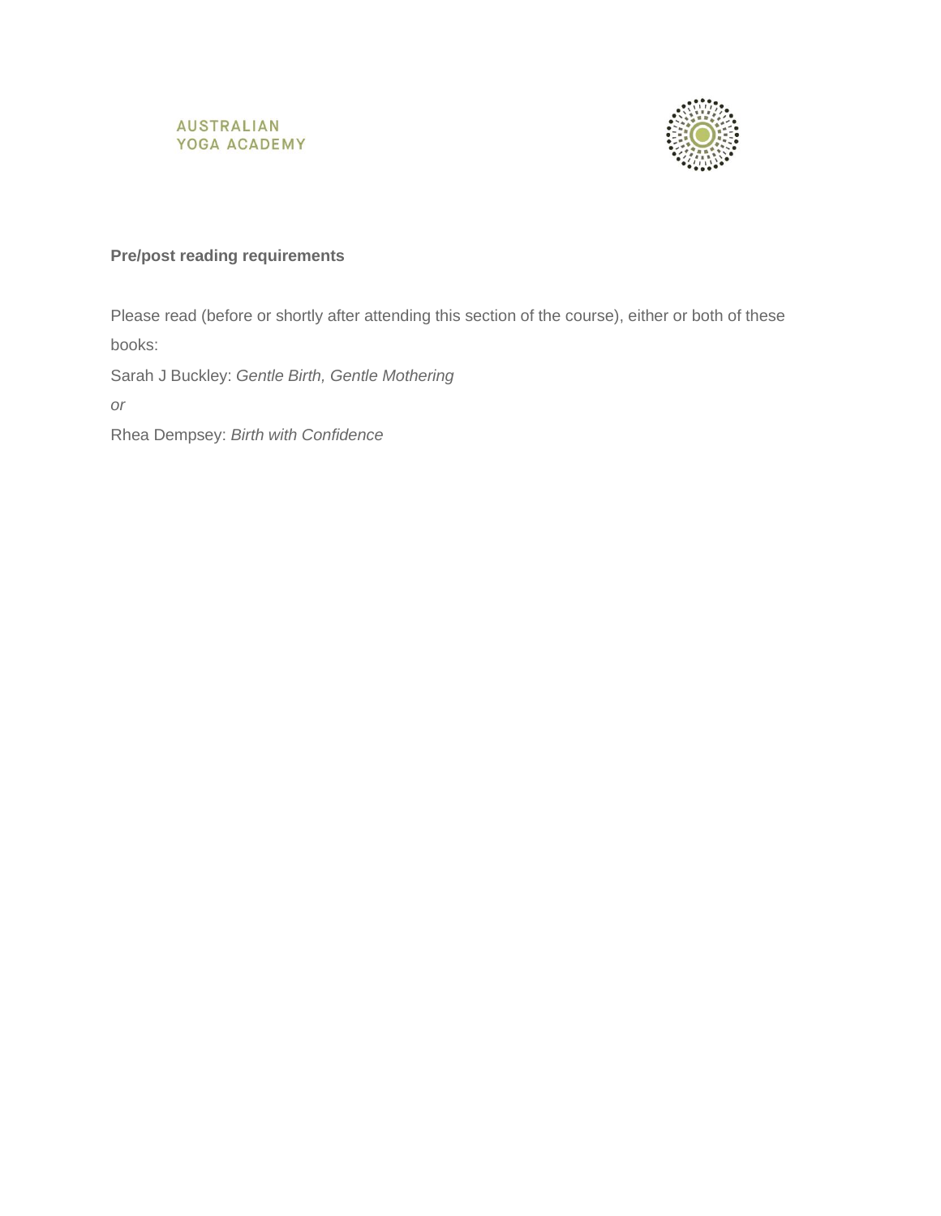AUSTRALIAN
YOGA ACADEMY

**Pre/post reading requirements**

Please read (before or shortly after attending this section of the course), either or both of these books:

Sarah J Buckley: *Gentle Birth, Gentle Mothering*

*or*

Rhea Dempsey: *Birth with Confidence*